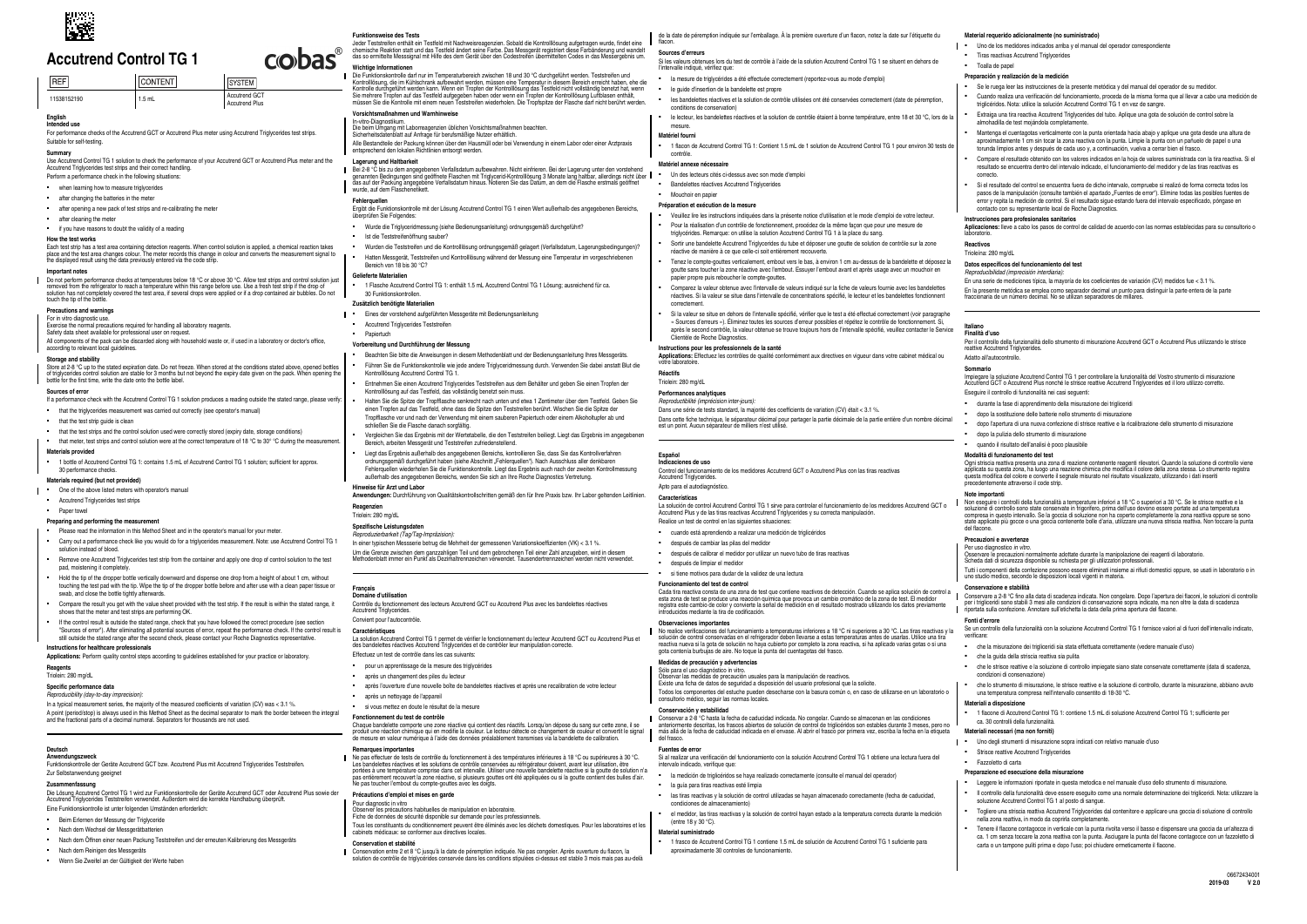# Accutrend Control TG 1

cobas®

| REF | CONTENT | SYSTEM |
| --- | --- | --- |
| 11538152190 | 1.5 mL | Accutrend GCT Accutrend Plus |

## English

### Intended use

For performance checks of the Accutrend GCT or Accutrend Plus meter using Accutrend Triglycerides test strips.
Suitable for self-testing.

### Summary

Use Accutrend Control TG 1 solution to check the performance of your Accutrend GCT or Accutrend Plus meter and the Accutrend Triglycerides test strips and their correct handling.
Perform a performance check in the following situations:

- when learning how to measure triglycerides
- after changing the batteries in the meter
- after opening a new pack of test strips and re-calibrating the meter
- after cleaning the meter
- if you have reasons to doubt the validity of a reading

### How the test works

Each test strip has a test area containing detection reagents. When control solution is applied, a chemical reaction takes place and the test area changes colour. The meter records this change in colour and converts the measurement signal to the displayed result using the data previously entered via the code strip.

### Important notes

Do not perform performance checks at temperatures below 18 °C or above 30 °C. Allow test strips and control solution just removed from the refrigerator to reach a temperature within this range before use. Use a fresh test strip if the drop of solution has not completely covered the test area, if several drops were applied or if a drop contained air bubbles. Do not touch the tip of the bottle.

### Precautions and warnings

For in vitro diagnostic use.
Exercise the normal precautions required for handling all laboratory reagents.
Safety data sheet available for professional user on request.
All components of the pack can be discarded along with household waste or, if used in a laboratory or doctor's office, according to relevant local guidelines.

### Storage and stability

Store at 2-8 °C up to the stated expiration date. Do not freeze. When stored at the conditions stated above, opened bottles of triglycerides control solution are stable for 3 months but not beyond the expiry date given on the pack. When opening the bottle for the first time, write the date onto the bottle label.

### Sources of error

If a performance check with the Accutrend Control TG 1 solution produces a reading outside the stated range, please verify:

- that the triglycerides measurement was carried out correctly (see operator's manual)
- that the test strip guide is clean
- that the test strips and the control solution used were correctly stored (expiry date, storage conditions)
- that meter, test strips and control solution were at the correct temperature of 18 °C to 30° °C during the measurement.

### Materials provided

- 1 bottle of Accutrend Control TG 1: contains 1.5 mL of Accutrend Control TG 1 solution; sufficient for approx. 30 performance checks.

### Materials required (but not provided)

- One of the above listed meters with operator's manual
- Accutrend Triglycerides test strips
- Paper towel

### Preparing and performing the measurement

- Please read the information in this Method Sheet and in the operator's manual for your meter.
- Carry out a performance check like you would do for a triglycerides measurement. Note: use Accutrend Control TG 1 solution instead of blood.
- Remove one Accutrend Triglycerides test strip from the container and apply one drop of control solution to the test pad, moistening it completely.
- Hold the tip of the dropper bottle vertically downward and dispense one drop from a height of about 1 cm, without touching the test pad with the tip. Wipe the tip of the dropper bottle before and after use with a clean paper tissue or swab, and close the bottle tightly afterwards.
- Compare the result you get with the value sheet provided with the test strip. If the result is within the stated range, it shows that the meter and test strips are performing OK.
- If the control result is outside the stated range, check that you have followed the correct procedure (see section "Sources of error"). After eliminating all potential sources of error, repeat the performance check. If the control result is still outside the stated range after the second check, please contact your Roche Diagnostics representative.

### Instructions for healthcare professionals

**Applications:** Perform quality control steps according to guidelines established for your practice or laboratory.

### Reagents

Triolein: 280 mg/dL

### Specific performance data

*Reproducibility (day-to-day imprecision):*

In a typical measurement series, the majority of the measured coefficients of variation (CV) was < 3.1 %.
A point (period/stop) is always used in this Method Sheet as the decimal separator to mark the border between the integral and the fractional parts of a decimal numeral. Separators for thousands are not used.

## Deutsch

### Anwendungszweck

Funktionskontrolle der Geräte Accutrend GCT bzw. Accutrend Plus mit Accutrend Triglycerides Teststreifen.
Zur Selbstanwendung geeignet

### Zusammenfassung

Die Lösung Accutrend Control TG 1 wird zur Funktionskontrolle der Geräte Accutrend GCT oder Accutrend Plus sowie der Accutrend Triglycerides Teststreifen verwendet. Außerdem wird die korrekte Handhabung überprüft.
Eine Funktionskontrolle ist unter folgenden Umständen erforderlich:

- Beim Erlernen der Messung der Triglyceride
- Nach dem Wechsel der Messgerätbatterien
- Nach dem Öffnen einer neuen Packung Teststreifen und der erneuten Kalibrierung des Messgeräts
- Nach dem Reinigen des Messgeräts
- Wenn Sie Zweifel an der Gültigkeit der Werte haben

### Funktionsweise des Tests

Jeder Teststreifen enthält ein Testfeld mit Nachweisreagenzien. Sobald die Kontrolllösung aufgetragen wurde, findet eine chemische Reaktion statt und das Testfeld ändert seine Farbe. Das Messgerät registriert diese Farbänderung und wandelt das so ermittelte Messsignal mit Hilfe des dem Gerät über den Codestreifen übermittelten Codes in das Messergebnis um.

### Wichtige Informationen

Die Funktionskontrolle darf nur im Temperaturbereich zwischen 18 und 30 °C durchgeführt werden. Teststreifen und Kontrolllösung, die im Kühlschrank aufbewahrt werden, müssen eine Temperatur in diesem Bereich erreicht haben, ehe die Kontrolle durchgeführt werden kann. Wenn ein Tropfen der Kontrolllösung das Testfeld nicht vollständig benetzt hat, wenn Sie mehrere Tropfen auf das Testfeld aufgegeben haben oder wenn ein Tropfen der Kontrolllösung Luftblasen enthält, müssen Sie die Kontrolle mit einem neuen Teststreifen wiederholen. Die Tropfspitze der Flasche darf nicht berührt werden.

### Vorsichtsmaßnahmen und Warnhinweise

In-vitro-Diagnostikum.
Die beim Umgang mit Laborreagenzien üblichen Vorsichtsmaßnahmen beachten.
Sicherheitsdatenblatt auf Anfrage für berufsmäßige Nutzer erhältlich.
Alle Bestandteile der Packung können über den Hausmüll oder bei Verwendung in einem Labor oder einer Arztpraxis entsprechend den lokalen Richtlinien entsorgt werden.

### Lagerung und Haltbarkeit

Bei 2-8 °C bis zu dem angegebenen Verfallsdatum aufbewahren. Nicht einfrieren. Bei der Lagerung unter den vorstehend genannten Bedingungen sind geöffnete Flaschen mit Triglycerid-Kontrolllösung 3 Monate lang haltbar, allerdings nicht über das auf der Packung angegebene Verfallsdatum hinaus. Notieren Sie das Datum, an dem die Flasche erstmals geöffnet wurde, auf dem Flaschenetikett.

### Fehlerquellen

Ergibt die Funktionskontrolle mit der Lösung Accutrend Control TG 1 einen Wert außerhalb des angegebenen Bereichs, überprüfen Sie Folgendes:

- Wurde die Triglyceridmessung (siehe Bedienungsanleitung) ordnungsgemäß durchgeführt?
- Ist die Teststreifenöffnung sauber?
- Wurden die Teststreifen und die Kontrolllösung ordnungsgemäß gelagert (Verfallsdatum, Lagerungsbedingungen)?
- Hatten Messgerät, Teststreifen und Kontrolllösung während der Messung eine Temperatur im vorgeschriebenen Bereich von 18 bis 30 °C?

### Gelieferte Materialien

- 1 Flasche Accutrend Control TG 1: enthält 1.5 mL Accutrend Control TG 1 Lösung; ausreichend für ca. 30 Funktionskontrollen.

### Zusätzlich benötigte Materialien

- Eines der vorstehend aufgeführten Messgeräte mit Bedienungsanleitung
- Accutrend Triglycerides Teststreifen
- Papiertuch

### Vorbereitung und Durchführung der Messung

- Beachten Sie bitte die Anweisungen in diesem Methodenblatt und der Bedienungsanleitung Ihres Messgeräts.
- Führen Sie die Funktionskontrolle wie bei jeder anderen Triglyceridmessung durch. Verwenden Sie dabei anstatt Blut die Kontrolllösung Accutrend Control TG 1.
- Entnehmen Sie einen Accutrend Triglycerides Teststreifen aus dem Behälter und geben Sie einen Tropfen der Kontrolllösung auf das Testfeld, das vollständig benetzt sein muss.
- Halten Sie die Spitze der Tropfflasche senkrecht nach unten und etwa 1 Zentimeter über dem Testfeld. Geben Sie einen Tropfen auf das Testfeld, ohne dass die Spitze den Teststreifen berührt. Wischen Sie die Spitze der Tropfflasche vor und nach der Verwendung mit einem sauberen Papiertuch oder einem Alkoholtupfer ab und schließen Sie die Flasche danach sorgfältig.
- Vergleichen Sie das Ergebnis mit der Wertetabelle, die den Teststreifen beiliegt. Liegt das Ergebnis im angegebenen Bereich, arbeiten Messgerät und Teststreifen zufriedenstellend.
- Liegt das Ergebnis außerhalb des angegebenen Bereichs, kontrollieren Sie, dass Sie das Kontrollverfahren ordnungsgemäß durchgeführt haben (siehe Abschnitt „Fehlerquellen"). Nach Ausschluss aller denkbaren Fehlerquellen wiederholen Sie die Funktionskontrolle. Liegt das Ergebnis auch nach der zweiten Kontrollmessung außerhalb des angegebenen Bereichs, wenden Sie sich an Ihre Roche Diagnostics Vertretung.

### Hinweise für Arzt und Labor

**Anwendungen:** Durchführung von Qualitätskontrollschritten gemäß den für Ihre Praxis bzw. Ihr Labor geltenden Leitlinien.

### Reagenzien

Triolein: 280 mg/dL

### Spezifische Leistungsdaten

*Reproduzierbarkeit (Tag/Tag-Impräzision):*

In einer typischen Messserie betrug die Mehrheit der gemessenen Variationskoeffizienten (VK) < 3.1 %.
Um die Grenze zwischen dem ganzzahligen Teil und dem gebrochenen Teil einer Zahl anzugeben, wird in diesem Methodenblatt immer ein Punkt als Dezimaltrennzeichen verwendet. Tausendertrennzeichen werden nicht verwendet.

## Français

### Domaine d'utilisation

Contrôle du fonctionnement des lecteurs Accutrend GCT ou Accutrend Plus avec les bandelettes réactives Accutrend Triglycerides.
Convient pour l'autocontrôle.

### Caractéristiques

La solution Accutrend Control TG 1 permet de vérifier le fonctionnement du lecteur Accutrend GCT ou Accutrend Plus et des bandelettes réactives Accutrend Triglycerides et de contrôler leur manipulation correcte.
Effectuez un test de contrôle dans les cas suivants:

- pour un apprentissage de la mesure des triglycérides
- après un changement des piles du lecteur
- après l'ouverture d'une nouvelle boîte de bandelettes réactives et après une recalibration de votre lecteur
- après un nettoyage de l'appareil
- si vous mettez en doute le résultat de la mesure

### Fonctionnement du test de contrôle

Chaque bandelette comporte une zone réactive qui contient des réactifs. Lorsqu'on dépose du sang sur cette zone, il se produit une réaction chimique qui en modifie la couleur. Le lecteur détecte ce changement de couleur et convertit le signal de mesure en valeur numérique à l'aide des données préalablement transmises via la bandelette de calibration.

### Remarques importantes

Ne pas effectuer de tests de contrôle du fonctionnement à des températures inférieures à 18 °C ou supérieures à 30 °C. Les bandelettes réactives et les solutions de contrôle conservées au réfrigérateur doivent, avant leur utilisation, être portées à une température comprise dans cet intervalle. Utiliser une nouvelle bandelette réactive si la goutte de solution n'a pas entièrement recouvert la zone réactive, si plusieurs gouttes ont été appliquées ou si la goutte contient des bulles d'air. Ne pas toucher l'embout du compte-gouttes avec les doigts.

### Précautions d'emploi et mises en garde

Pour diagnostic in vitro.
Observer les précautions habituelles de manipulation en laboratoire.
Fiche de données de sécurité disponible sur demande pour les professionnels.
Tous les constituants du conditionnement peuvent être éliminés avec les déchets domestiques. Pour les laboratoires et les cabinets médicaux: se conformer aux directives locales.

### Conservation et stabilité

Conservation entre 2 et 8 °C jusqu'à la date de péremption indiquée. Ne pas congeler. Après ouverture du flacon, la solution de contrôle de triglycérides conservée dans les conditions stipulées ci-dessus est stable 3 mois mais pas au-delà de la date de péremption indiquée sur l'emballage. À la première ouverture d'un flacon, notez la date sur l'étiquette du flacon.

### Sources d'erreurs

Si les valeurs obtenues lors du test de contrôle à l'aide de la solution Accutrend Control TG 1 se situent en dehors de l'intervalle indiqué, vérifiez que:

- la mesure de triglycérides a été effectuée correctement (reportez-vous au mode d'emploi)
- le guide d'insertion de la bandelette est propre
- les bandelettes réactives et la solution de contrôle utilisées ont été conservées correctement (date de péremption, conditions de conservation)
- le lecteur, les bandelettes réactives et la solution de contrôle étaient à bonne température, entre 18 et 30 °C, lors de la mesure.

### Matériel fourni

- 1 flacon de Accutrend Control TG 1: Contient 1.5 mL de 1 solution de Accutrend Control TG 1 pour environ 30 tests de contrôle.

### Matériel annexe nécessaire

- Un des lecteurs cités ci-dessus avec son mode d'emploi
- Bandelettes réactives Accutrend Triglycerides
- Mouchoir en papier

### Préparation et exécution de la mesure

- Veuillez lire les instructions indiquées dans la présente notice d'utilisation et le mode d'emploi de votre lecteur.
- Pour la réalisation d'un contrôle de fonctionnement, procédez de la même façon que pour une mesure de triglycérides. Remarque: on utilise la solution Accutrend Control TG 1 à la place du sang.
- Sortir une bandelette Accutrend Triglycerides du tube et déposer une goutte de solution de contrôle sur la zone réactive de manière à ce que celle-ci soit entièrement recouverte.
- Tenez le compte-gouttes verticalement, embout vers le bas, à environ 1 cm au-dessus de la bandelette et déposez la goutte sans toucher la zone réactive avec l'embout. Essuyer l'embout avant et après usage avec un mouchoir en papier propre puis reboucher le compte-gouttes.
- Comparez la valeur obtenue avec l'intervalle de valeurs indiqué sur la fiche de valeurs fournie avec les bandelettes réactives. Si la valeur se situe dans l'intervalle de concentrations spécifié, le lecteur et les bandelettes fonctionnent correctement.
- Si la valeur se situe en dehors de l'intervalle spécifié, vérifier que le test a été effectué correctement (voir paragraphe « Sources d'erreurs »). Éliminez toutes les sources d'erreur possibles et répétez le contrôle de fonctionnement. Si, après le second contrôle, la valeur obtenue se trouve toujours hors de l'intervalle spécifié, veuillez contacter le Service Clientèle de Roche Diagnostics.

### Instructions pour les professionnels de la santé

**Applications:** Effectuez les contrôles de qualité conformément aux directives en vigueur dans votre cabinet médical ou votre laboratoire.

### Réactifs

Triolein: 280 mg/dL

### Performances analytiques

*Reproductibilité (imprécision inter-jours):*

Dans une série de tests standard, la majorité des coefficients de variation (CV) était < 3.1 %.
Dans cette fiche technique, le séparateur décimal pour partager la partie décimale de la partie entière d'un nombre décimal est un point. Aucun séparateur de milliers n'est utilisé.

## Español

### Indicaciones de uso

Control del funcionamiento de los medidores Accutrend GCT o Accutrend Plus con las tiras reactivas Accutrend Triglycerides.
Apto para el autodiagnóstico.

### Características

La solución de control Accutrend Control TG 1 sirve para controlar el funcionamiento de los medidores Accutrend GCT o Accutrend Plus y de las tiras reactivas Accutrend Triglycerides y su correcta manipulación.
Realice un test de control en las siguientes situaciones:

- cuando está aprendiendo a realizar una medición de triglicéridos
- después de cambiar las pilas del medidor
- después de calibrar el medidor por utilizar un nuevo tubo de tiras reactivas
- después de limpiar el medidor
- si tiene motivos para dudar de la validez de una lectura

### Funcionamiento del test de control

Cada tira reactiva consta de una zona de test que contiene reactivos de detección. Cuando se aplica solución de control a esta zona de test se produce una reacción química que provoca un cambio cromático de la zona de test. El medidor registra este cambio de color y convierte la señal de medición en el resultado mostrado utilizando los datos previamente introducidos mediante la tira de codificación.

### Observaciones importantes

No realice verificaciones del funcionamiento a temperaturas inferiores a 18 °C ni superiores a 30 °C. Las tiras reactivas y la solución de control conservadas en el refrigerador deben llevarse a estas temperaturas antes de usarlas. Utilice una tira reactiva nueva si la gota de solución no haya cubierto por completo la zona reactiva, si ha aplicado varias gotas o si una gota contenía burbujas de aire. No toque la punta del cuentagotas del frasco.

### Medidas de precaución y advertencias

Sólo para el uso diagnóstico in vitro.
Observar las medidas de precaución usuales para la manipulación de reactivos.
Existe una ficha de datos de seguridad a disposición del usuario profesional que la solicite.
Todos los componentes del estuche pueden desecharse con la basura común o, en caso de utilizarse en un laboratorio o consultorio médico, seguir las normas locales.

### Conservación y estabilidad

Conservar a 2-8 °C hasta la fecha de caducidad indicada. No congelar. Cuando se almacenan en las condiciones anteriormente descritas, los frascos abiertos de solución de control de triglicéridos son estables durante 3 meses, pero no más allá de la fecha de caducidad indicada en el envase. Al abrir el frasco por primera vez, escriba la fecha en la etiqueta del frasco.

### Fuentes de error

Si al realizar una verificación del funcionamiento con la solución Accutrend Control TG 1 obtiene una lectura fuera del intervalo indicado, verifique que:

- la medición de triglicéridos se haya realizado correctamente (consulte el manual del operador)
- la guía para tiras reactivas esté limpia
- las tiras reactivas y la solución de control utilizadas se hayan almacenado correctamente (fecha de caducidad, condiciones de almacenamiento)
- el medidor, las tiras reactivas y la solución de control hayan estado a la temperatura correcta durante la medición (entre 18 y 30 °C).

### Material suministrado

- 1 frasco de Accutrend Control TG 1 contiene 1.5 mL de solución de Accutrend Control TG 1 suficiente para aproximadamente 30 controles de funcionamiento.

### Material requerido adicionalmente (no suministrado)

- Uno de los medidores indicados arriba y el manual del operador correspondiente
- Tiras reactivas Accutrend Triglycerides
- Toalla de papel

### Preparación y realización de la medición

- Se le ruega leer las instrucciones de la presente metódica y del manual del operador de su medidor.
- Cuando realiza una verificación del funcionamiento, proceda de la misma forma que al llevar a cabo una medición de triglicéridos. Nota: utilice la solución Accutrend Control TG 1 en vez de sangre.
- Extraiga una tira reactiva Accutrend Triglycerides del tubo. Aplique una gota de solución de control sobre la almohadilla de test mojándola completamente.
- Mantenga el cuentagotas verticalmente con la punta orientada hacia abajo y aplique una gota desde una altura de aproximadamente 1 cm sin tocar la zona reactiva con la punta. Limpie la punta con un pañuelo de papel o una torunda limpios antes y después de cada uso y, a continuación, vuelva a cerrar bien el frasco.
- Compare el resultado obtenido con los valores indicados en la hoja de valores suministrada con la tira reactiva. Si el resultado se encuentra dentro del intervalo indicado, el funcionamiento del medidor y de las tiras reactivas es correcto.
- Si el resultado del control se encuentra fuera de dicho intervalo, compruebe si realizó de forma correcta todos los pasos de la manipulación (consulte también el apartado „Fuentes de error"). Elimine todas las posibles fuentes de error y repita la medición de control. Si el resultado sigue estando fuera del intervalo especificado, póngase en contacto con su representante local de Roche Diagnostics.

### Instrucciones para profesionales sanitarios

**Aplicaciones:** lleve a cabo los pasos de control de calidad de acuerdo con las normas establecidas para su consultorio o laboratorio.

### Reactivos

Trioleína: 280 mg/dL

### Datos específicos del funcionamiento del test

*Reproducibilidad (imprecisión interdiaria):*

En una serie de mediciones típica, la mayoría de los coeficientes de variación (CV) medidos fue < 3.1 %.
En la presente metódica se emplea como separador decimal un punto para distinguir la parte entera de la parte fraccionaria de un número decimal. No se utilizan separadores de millares.

## Italiano

### Finalità d'uso

Per il controllo della funzionalità dello strumento di misurazione Accutrend GCT o Accutrend Plus utilizzando le strisce reattive Accutrend Triglycerides.
Adatto all'autocontrollo.

### Sommario

Impiegare la soluzione Accutrend Control TG 1 per controllare la funzionalità del Vostro strumento di misurazione Accutrend GCT o Accutrend Plus nonché le strisce reattive Accutrend Triglycerides ed il loro utilizzo corretto.
Eseguire il controllo di funzionalità nei casi seguenti:

- durante la fase di apprendimento della misurazione dei trigliceridi
- dopo la sostituzione delle batterie nello strumento di misurazione
- dopo l'apertura di una nuova confezione di strisce reattive e la ricalibrazione dello strumento di misurazione
- dopo la pulizia dello strumento di misurazione
- quando il risultato dell'analisi è poco plausibile

### Modalità di funzionamento del test

Ogni striscia reattiva presenta una zona di reazione contenente reagenti rilevatori. Quando la soluzione di controllo viene applicata su questa zona, ha luogo una reazione chimica che modifica il colore della zona stessa. Lo strumento registra questa modifica del colore e converte il segnale misurato nel risultato visualizzato, utilizzando i dati inseriti precedentemente attraverso il code strip.

### Note importanti

Non eseguire i controlli della funzionalità a temperature inferiori a 18 °C o superiori a 30 °C. Se le strisce reattive e la soluzione di controllo sono state conservate in frigorifero, prima dell'uso devono essere portate ad una temperatura compresa in questo intervallo. Se la goccia di soluzione non ha coperto completamente la zona reattiva oppure se sono state applicate più gocce o una goccia contenente bolle d'aria, utilizzare una nuova striscia reattiva. Non toccare la punta del flacone.

### Precauzioni e avvertenze

Per uso diagnostico in vitro.
Osservare le precauzioni normalmente adottate durante la manipolazione dei reagenti di laboratorio.
Scheda dati di sicurezza disponibile su richiesta per gli utilizzatori professionali.
Tutti i componenti della confezione possono essere eliminati insieme ai rifiuti domestici oppure, se usati in laboratorio o in uno studio medico, secondo le disposizioni locali vigenti in materia.

### Conservazione e stabilità

Conservare a 2-8 °C fino alla data di scadenza indicata. Non congelare. Dopo l'apertura dei flaconi, le soluzioni di controllo per i trigliceridi sono stabili 3 mesi alle condizioni di conservazione sopra indicate, ma non oltre la data di scadenza riportata sulla confezione. Annotare sull'etichetta la data della prima apertura del flacone.

### Fonti d'errore

Se un controllo della funzionalità con la soluzione Accutrend Control TG 1 fornisce valori al di fuori dell'intervallo indicato, verificare:

- che la misurazione dei trigliceridi sia stata effettuata correttamente (vedere manuale d'uso)
- che la guida della striscia reattiva sia pulita
- che le strisce reattive e la soluzione di controllo impiegate siano state conservate correttamente (data di scadenza, condizioni di conservazione)
- che lo strumento di misurazione, le strisce reattive e la soluzione di controllo, durante la misurazione, abbiano avuto una temperatura compresa nell'intervallo consentito di 18-30 °C.

### Materiali a disposizione

- 1 flacone di Accutrend Control TG 1: contiene 1.5 mL di soluzione Accutrend Control TG 1; sufficiente per ca. 30 controlli della funzionalità.

### Materiali necessari (ma non forniti)

- Uno degli strumenti di misurazione sopra indicati con relativo manuale d'uso
- Strisce reattive Accutrend Triglycerides
- Fazzoletto di carta

### Preparazione ed esecuzione della misurazione

- Leggere le informazioni riportate in questa metodica e nel manuale d'uso dello strumento di misurazione.
- Il controllo della funzionalità deve essere eseguito come una normale determinazione dei trigliceridi. Nota: utilizzare la soluzione Accutrend Control TG 1 al posto di sangue.
- Togliere una striscia reattiva Accutrend Triglycerides dal contenitore e applicare una goccia di soluzione di controllo nella zona reattiva, in modo da coprirla completamente.
- Tenere il flacone contagocce in verticale con la punta rivolta verso il basso e dispensare una goccia da un'altezza di ca. 1 cm senza toccare la zona reattiva con la punta. Asciugare la punta del flacone contagocce con un fazzoletto di carta o un tampone pulito prima e dopo l'uso; poi chiudere ermeticamente il flacone.

06672434001
2019-03 V 2.0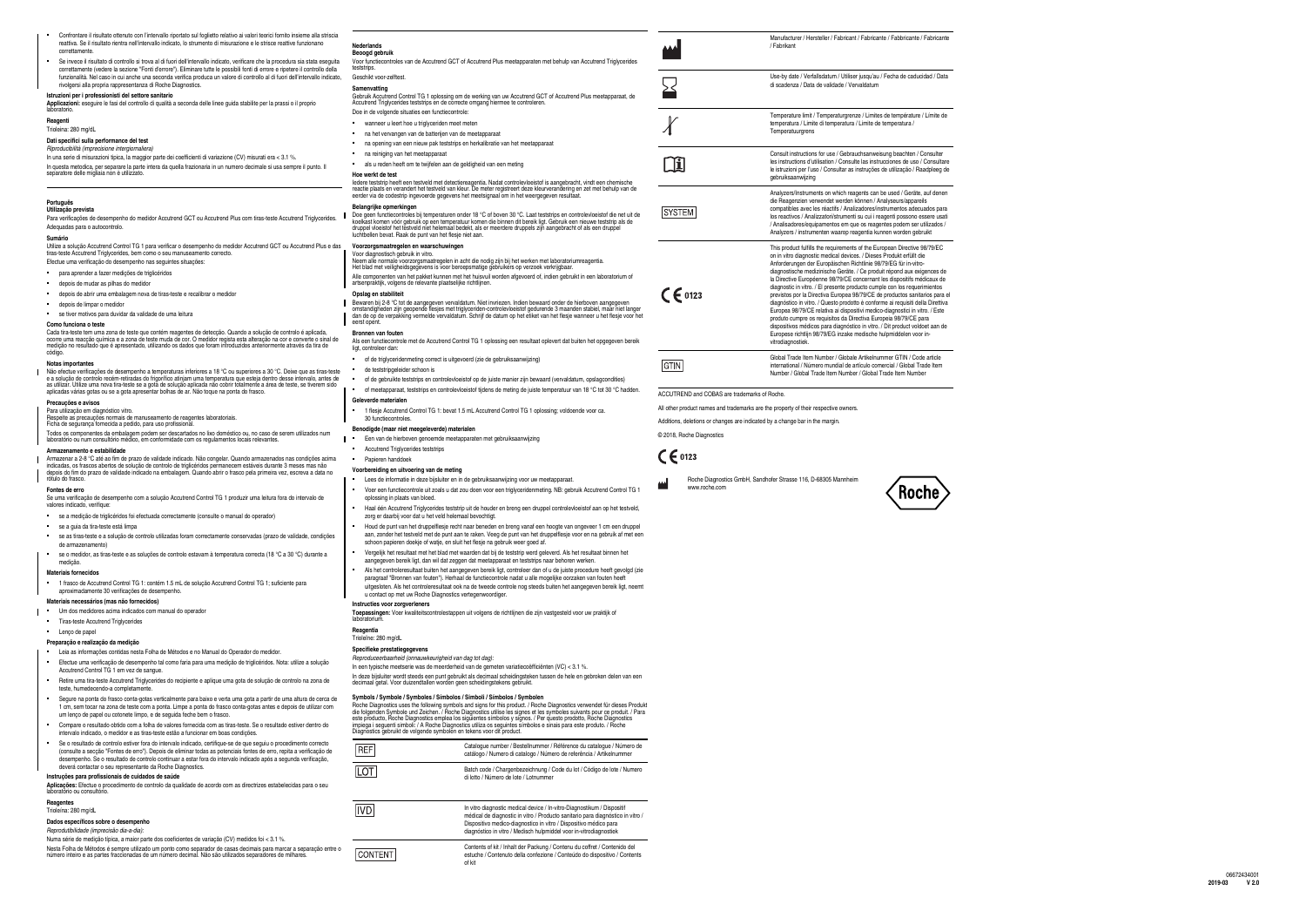- Confrontare il risultato ottenuto con l'intervallo riportato sul foglietto relativo ai valori teorici fornito insieme alla striscia reattiva. Se il risultato rientra nell'intervallo indicato, lo strumento di misurazione e le strisce reattive funzionano correttamente.
- Se invece il risultato di controllo si trova al di fuori dell'intervallo indicato, verificare che la procedura sia stata eseguita correttamente (vedere la sezione "Fonti d'errore"). Eliminare tutte le possibili fonti di errore e ripetere il controllo della funzionalità. Nel caso in cui anche una seconda verifica produca un valore di controllo al di fuori dell'intervallo indicato, rivolgersi alla propria rappresentanza di Roche Diagnostics.

**Istruzioni per i professionisti del settore sanitario**

**Applicazioni:** eseguire le fasi del controllo di qualità a seconda delle linee guida stabilite per la prassi o il proprio laboratorio.

**Reagenti**

Trioleina: 280 mg/dL

**Dati specifici sulla performance del test**

*Riproducibilità (imprecisione intergiornaliera)*

In una serie di misurazioni tipica, la maggior parte dei coefficienti di variazione (CV) misurati era < 3.1 %.

In questa metodica, per separare la parte intera da quella frazionaria in un numero decimale si usa sempre il punto. Il separatore delle migliaia non è utilizzato.

## Português

**Utilização prevista**

Para verificações de desempenho do medidor Accutrend GCT ou Accutrend Plus com tiras-teste Accutrend Triglycerides. Adequadas para o autocontrolo.

**Sumário**

Utilize a solução Accutrend Control TG 1 para verificar o desempenho do medidor Accutrend GCT ou Accutrend Plus e das tiras-teste Accutrend Triglycerides, bem como o seu manuseamento correcto.

Efectue uma verificação do desempenho nas seguintes situações:

- para aprender a fazer medições de triglicéridos
- depois de mudar as pilhas do medidor
- depois de abrir uma embalagem nova de tiras-teste e recalibrar o medidor
- depois de limpar o medidor
- se tiver motivos para duvidar da validade de uma leitura

**Como funciona o teste**

Cada tira-teste tem uma zona de teste que contém reagentes de detecção. Quando a solução de controlo é aplicada, ocorre uma reacção química e a zona de teste muda de cor. O medidor regista esta alteração na cor e converte o sinal de medição no resultado que é apresentado, utilizando os dados que foram introduzidos anteriormente através da tira de código.

**Notas importantes**

Não efectue verificações de desempenho a temperaturas inferiores a 18 °C ou superiores a 30 °C. Deixe que as tiras-teste e a solução de controlo recém-retiradas do frigorífico atinjam uma temperatura que esteja dentro desse intervalo, antes de as utilizar. Utilize uma nova tira-teste se a gota de solução aplicada não cobrir totalmente a área de teste, se tiverem sido aplicadas várias gotas ou se a gota apresentar bolhas de ar. Não toque na ponta do frasco.

**Precauções e avisos**

Para utilização em diagnóstico vitro.

Respeite as precauções normais de manuseamento de reagentes laboratoriais.

Ficha de segurança fornecida a pedido, para uso profissional.

Todos os componentes da embalagem podem ser descartados no lixo doméstico ou, no caso de serem utilizados num laboratório ou num consultório médico, em conformidade com os regulamentos locais relevantes.

**Armazenamento e estabilidade**

Armazenar a 2‑8 °C até ao fim de prazo de validade indicado. Não congelar. Quando armazenados nas condições acima indicadas, os frascos abertos de solução de controlo de triglicéridos permanecem estáveis durante 3 meses mas não depois do fim do prazo de validade indicado na embalagem. Quando abrir o frasco pela primeira vez, escreva a data no rótulo do frasco.

**Fontes de erro**

Se uma verificação de desempenho com a solução Accutrend Control TG 1 produzir uma leitura fora do intervalo de valores indicado, verifique:

- se a medição de triglicéridos foi efectuada correctamente (consulte o manual do operador)
- se a guia da tira-teste está limpa
- se as tiras-teste e a solução de controlo utilizadas foram correctamente conservadas (prazo de validade, condições de armazenamento)
- se o medidor, as tiras-teste e as soluções de controlo estavam à temperatura correcta (18 °C a 30 °C) durante a medição.

**Materiais fornecidos**

- 1 frasco de Accutrend Control TG 1: contém 1.5 mL de solução Accutrend Control TG 1; suficiente para aproximadamente 30 verificações de desempenho.

**Materiais necessários (mas não fornecidos)**

- Um dos medidores acima indicados com manual do operador
- Tiras-teste Accutrend Triglycerides
- Lenço de papel

**Preparação e realização da medição**

- Leia as informações contidas nesta Folha de Métodos e no Manual do Operador do medidor.
- Efectue uma verificação de desempenho tal como faria para uma medição de triglicéridos. Nota: utilize a solução Accutrend Control TG 1 em vez de sangue.
- Retire uma tira-teste Accutrend Triglycerides do recipiente e aplique uma gota de solução de controlo na zona de teste, humedecendo-a completamente.
- Segure na ponta do frasco conta-gotas verticalmente para baixo e verta uma gota a partir de uma altura de cerca de 1 cm, sem tocar na zona de teste com a ponta. Limpe a ponta do frasco conta-gotas antes e depois de utilizar com um lenço de papel ou cotonete limpo, e de seguida feche bem o frasco.
- Compare o resultado obtido com a folha de valores fornecida com as tiras-teste. Se o resultado estiver dentro do intervalo indicado, o medidor e as tiras-teste estão a funcionar em boas condições.
- Se o resultado de controlo estiver fora do intervalo indicado, certifique-se de que seguiu o procedimento correcto (consulte a secção "Fontes de erro"). Depois de eliminar todas as potenciais fontes de erro, repita a verificação de desempenho. Se o resultado de controlo continuar a estar fora do intervalo indicado após a segunda verificação, deverá contactar o seu representante da Roche Diagnostics.

**Instruções para profissionais de cuidados de saúde**

**Aplicações:** Efectue o procedimento de controlo da qualidade de acordo com as directrizes estabelecidas para o seu laboratório ou consultório.

**Reagentes**

Trioleína: 280 mg/dL

**Dados específicos sobre o desempenho**

*Reprodutibilidade (imprecisão dia-a-dia):*

Numa série de medição típica, a maior parte dos coeficientes de variação (CV) medidos foi < 3.1 %.

Nesta Folha de Métodos é sempre utilizado um ponto como separador de casas decimais para marcar a separação entre o número inteiro e as partes fraccionadas de um número decimal. Não são utilizados separadores de milhares.

## Nederlands

**Beoogd gebruik**

Voor functiecontroles van de Accutrend GCT of Accutrend Plus meetapparaten met behulp van Accutrend Triglycerides teststrips.

Geschikt voor zelftest.

**Samenvatting**

Gebruik Accutrend Control TG 1 oplossing om de werking van uw Accutrend GCT of Accutrend Plus meetapparaat, de Accutrend Triglycerides teststrips en de correcte omgang hiermee te controleren.

Doe in de volgende situaties een functiecontrole:

- wanneer u leert hoe u triglyceriden moet meten
- na het vervangen van de batterijen van de meetapparaat
- na opening van een nieuw pak teststrips en herkalibratie van het meetapparaat
- na reiniging van het meetapparaat
- als u reden heeft om te twijfelen aan de geldigheid van een meting

**Hoe werkt de test**

Iedere teststrip heeft een testveld met detectiereagentia. Nadat controlevloeistof is aangebracht, vindt een chemische reactie plaats en verandert het testveld van kleur. De meter registreert deze kleurverandering en zet met behulp van de eerder via de codestrip ingevoerde gegevens het meetsignaal om in het weergegeven resultaat.

**Belangrijke opmerkingen**

Doe geen functiecontroles bij temperaturen onder 18 °C of boven 30 °C. Laat teststrips en controlevloeistof die net uit de koelkast komen vóór gebruik op een temperatuur komen die binnen dit bereik ligt. Gebruik een nieuwe teststrip als de druppel vloeistof het testveld niet helemaal bedekt, of meerdere druppels zijn aangebracht of als een druppel luchtbellen bevat. Raak de punt van het flesje niet aan.

**Voorzorgsmaatregelen en waarschuwingen**

Voor diagnostisch gebruik in vitro.

Neem alle normale voorzorgsmaatregelen in acht die nodig zijn bij het werken met laboratoriumreagentia.

Het blad met veiligheidsgegevens is voor beroepsmatige gebruikers op verzoek verkrijgbaar.

Alle componenten van het pakket kunnen met het huisvuil worden afgevoerd of, indien gebruikt in een laboratorium of artsenpraktijk, volgens de relevante plaatselijke richtlijnen.

**Opslag en stabiliteit**

Bewaren bij 2‑8 °C tot de aangegeven vervaldatum. Niet invriezen. Indien bewaard onder de hierboven aangegeven omstandigheden zijn geopende flesjes met triglyceriden-controlevloeistof gedurende 3 maanden stabiel, maar niet langer dan de op de verpakking vermelde vervaldatum. Schrijf de datum op het etiket van het flesje wanneer u het flesje voor het eerst opent.

**Bronnen van fouten**

Als een functiecontrole met de Accutrend Control TG 1 oplossing een resultaat oplevert dat buiten het opgegeven bereik ligt, controleer dan:

- of de triglyceridenmeting correct is uitgevoerd (zie de gebruiksaanwijzing)
- de teststripgeleider schoon is
- of de gebruikte teststrips en controlevloeistof op de juiste manier zijn bewaard (vervaldatum, opslagcondities)
- of meetapparaat, teststrips en controlevloeistof tijdens de meting de juiste temperatuur van 18 °C tot 30 °C hadden.

**Geleverde materialen**

- 1 flesje Accutrend Control TG 1: bevat 1.5 mL Accutrend Control TG 1 oplossing; voldoende voor ca. 30 functiecontroles.

**Benodigde (maar niet meegeleverde) materialen**

- Een van de hierboven genoemde meetapparaten met gebruiksaanwijzing
- Accutrend Triglycerides teststrips
- Papieren handdoek

**Voorbereiding en uitvoering van de meting**

- Lees de informatie in deze bijsluiter en in de gebruiksaanwijzing voor uw meetapparaat.
- Voer een functiecontrole uit zoals u dat zou doen voor een triglyceridenmeting. NB: gebruik Accutrend Control TG 1 oplossing in plaats van bloed.
- Haal één Accutrend Triglycerides teststrip uit de houder en breng een druppel controlevloeistof aan op het testveld, zorg er daarbij voor dat u het veld helemaal bevochtigt.
- Houd de punt van het druppelflesje recht naar beneden en breng vanaf een hoogte van ongeveer 1 cm een druppel aan, zonder het testveld met de punt aan te raken. Veeg de punt van het druppelflesje voor en na gebruik af met een schoon papieren doekje of watje, en sluit het flesje na gebruik weer goed af.
- Vergelijk het resultaat met het blad met waarden dat bij de teststrip werd geleverd. Als het resultaat binnen het aangegeven bereik ligt, dan wil dat zeggen dat meetapparaat en teststrips naar behoren werken.
- Als het controleresultaat buiten het aangegeven bereik ligt, controleer dan of u de juiste procedure heeft gevolgd (zie paragraaf "Bronnen van fouten"). Herhaal de functiecontrole nadat u alle mogelijke oorzaken van fouten heeft uitgesloten. Als het controleresultaat ook na de tweede controle nog steeds buiten het aangegeven bereik ligt, neemt u contact op met uw Roche Diagnostics vertegenwoordiger.

**Instructies voor zorgverleners**

**Toepassingen:** Voer kwaliteitscontrolestappen uit volgens de richtlijnen die zijn vastgesteld voor uw praktijk of laboratorium.

**Reagentia**

Trioleïne: 280 mg/dL

**Specifieke prestatiegegevens**

*Reproduceerbaarheid (onnauwkeurigheid van dag tot dag):*

In een typische meetserie was de meerderheid van de gemeten variatiecoëfficiënten (VC) < 3.1 %.

In deze bijsluiter wordt steeds een punt gebruikt als decimaal scheidingsteken tussen de hele en gebroken delen van een decimaal getal. Voor duizendtallen worden geen scheidingstekens gebruikt.

**Symbols / Symbole / Symboles / Símbolos / Simboli / Símbolos / Symbolen**

Roche Diagnostics uses the following symbols and signs for this product. / Roche Diagnostics verwendet für dieses Produkt die folgenden Symbole und Zeichen. / Roche Diagnostics utilise les signes et les symboles suivants pour ce produit. / Para este producto, Roche Diagnostics emplea los siguientes símbolos y signos. / Per questo prodotto, Roche Diagnostics impiega i seguenti simboli: / A Roche Diagnostics utiliza os seguintes símbolos e sinais para este produto. / Roche Diagnostics gebruikt de volgende symbolen en tekens voor dit product.

| | |
|---|---|
| REF | Catalogue number / Bestellnummer / Référence du catalogue / Número de catálogo / Numero di catalogo / Número de referência / Artikelnummer |
| LOT | Batch code / Chargenbezeichnung / Code du lot / Código de lote / Numero di lotto / Número de lote / Lotnummer |
| IVD | In vitro diagnostic medical device / In-vitro-Diagnostikum / Dispositif médical de diagnostic in vitro / Producto sanitario para diagnóstico in vitro / Dispositivo medico-diagnostico in vitro / Dispositivo médico para diagnóstico in vitro / Medisch hulpmiddel voor in-vitrodiagnostiek |
| CONTENT | Contents of kit / Inhalt der Packung / Contenu du coffret / Contenido del estuche / Contenuto della confezione / Conteúdo do dispositivo / Contents of kit |
| (Manufacturer symbol) | Manufacturer / Hersteller / Fabricant / Fabricante / Fabbricante / Fabricante / Fabrikant |
| (Hourglass symbol) | Use-by date / Verfallsdatum / Utiliser jusqu'au / Fecha de caducidad / Data di scadenza / Data de validade / Vervaldatum |
| (Temperature symbol) | Temperature limit / Temperaturgrenze / Limites de température / Límite de temperatura / Limite di temperatura / Limite de temperatura / Temperatuurgrens |
| (Instructions symbol) | Consult instructions for use / Gebrauchsanweisung beachten / Consulter les instructions d'utilisation / Consulte las instrucciones de uso / Consultare le istruzioni per l'uso / Consultar as instruções de utilização / Raadpleeg de gebruiksaanwijzing |
| SYSTEM | Analyzers/Instruments on which reagents can be used / Geräte, auf denen die Reagenzien verwendet werden können / Analyseurs/appareils compatibles avec les réactifs / Analizadores/instrumentos adecuados para los reactivos / Analizzatori/strumenti su cui i reagenti possono essere usati / Analisadores/equipamentos em que os reagentes podem ser utilizados / Analyzers / instrumenten waarop reagentia kunnen worden gebruikt |
| CE 0123 | This product fulfills the requirements of the European Directive 98/79/EC on in vitro diagnostic medical devices. / Dieses Produkt erfüllt die Anforderungen der Europäischen Richtlinie 98/79/EG für in-vitro-diagnostische medizinische Geräte. / Ce produit répond aux exigences de la Directive Européenne 98/79/CE concernant les dispositifs médicaux de diagnostic in vitro. / El presente producto cumple con los requerimientos previstos por la Directiva Europea 98/79/CE de productos sanitarios para el diagnóstico in vitro. / Questo prodotto è conforme ai requisiti della Direttiva Europea 98/79/CE relativa ai dispositivi medico-diagnostici in vitro. / Este produto cumpre os requisitos da Directiva Europeia 98/79/CE para dispositivos médicos para diagnóstico in vitro. / Dit product voldoet aan de Europese richtlijn 98/79/EG inzake medische hulpmiddelen voor in-vitrodiagnostiek. |
| GTIN | Global Trade Item Number / Globale Artikelnummer GTIN / Code article international / Número mundial de artículo comercial / Global Trade Item Number / Global Trade Item Number / Global Trade Item Number |

ACCUTREND and COBAS are trademarks of Roche.

All other product names and trademarks are the property of their respective owners.

Additions, deletions or changes are indicated by a change bar in the margin.

© 2018, Roche Diagnostics

CE 0123

Roche Diagnostics GmbH, Sandhofer Strasse 116, D-68305 Mannheim
www.roche.com

Roche

06672434001
2019-03 V 2.0